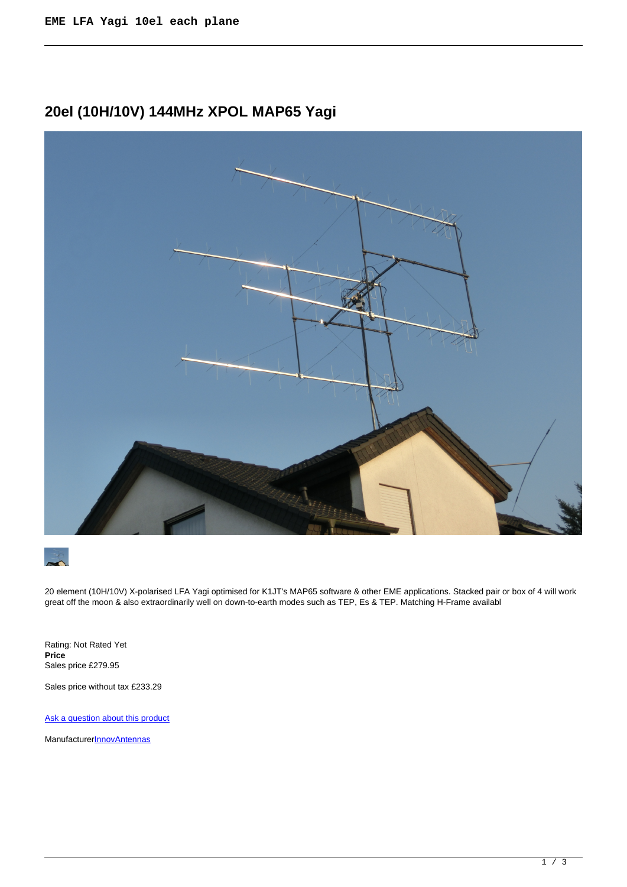# 20el (10H/10V) 144MHz XPOL MAP65 Yagi

20 element (10H/10V) X-polarised LFA Yagi optimised for K1JT's MAP65 software & other EME applications. Stacked pair or box of 4 will work great off the moon & also extraordinarily well on down-to-earth modes such as TEP, Es & TEP. Matching H-Frame availabl

Rating: Not Rated Yet
**Price**
Sales price £279.95

Sales price without tax £233.29

[Ask a question about this product]()

Manufacturer[InnovAntennas]()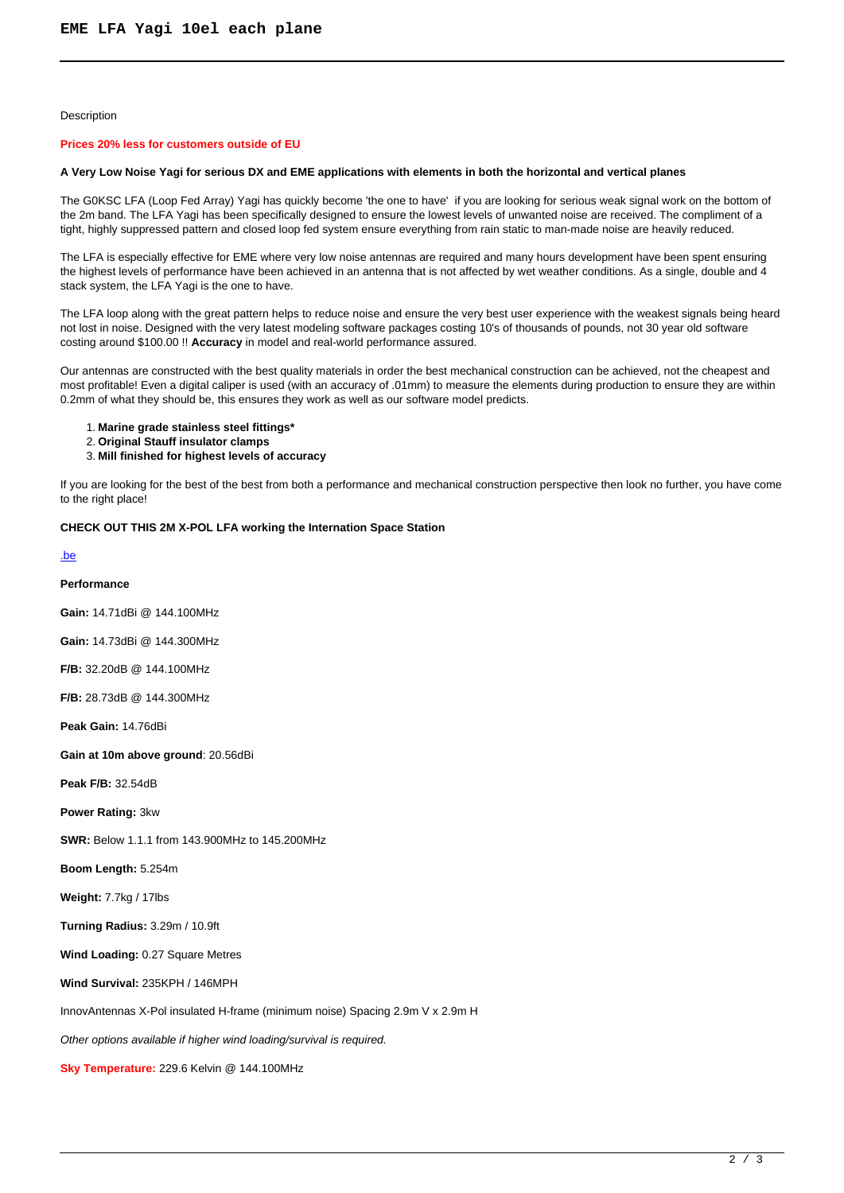# EME LFA Yagi 10el each plane

Description

**Prices 20% less for customers outside of EU**

**A Very Low Noise Yagi for serious DX and EME applications with elements in both the horizontal and vertical planes**

The G0KSC LFA (Loop Fed Array) Yagi has quickly become 'the one to have' if you are looking for serious weak signal work on the bottom of the 2m band. The LFA Yagi has been specifically designed to ensure the lowest levels of unwanted noise are received. The compliment of a tight, highly suppressed pattern and closed loop fed system ensure everything from rain static to man-made noise are heavily reduced.

The LFA is especially effective for EME where very low noise antennas are required and many hours development have been spent ensuring the highest levels of performance have been achieved in an antenna that is not affected by wet weather conditions. As a single, double and 4 stack system, the LFA Yagi is the one to have.

The LFA loop along with the great pattern helps to reduce noise and ensure the very best user experience with the weakest signals being heard not lost in noise. Designed with the very latest modeling software packages costing 10's of thousands of pounds, not 30 year old software costing around $100.00 !! **Accuracy** in model and real-world performance assured.

Our antennas are constructed with the best quality materials in order the best mechanical construction can be achieved, not the cheapest and most profitable! Even a digital caliper is used (with an accuracy of .01mm) to measure the elements during production to ensure they are within 0.2mm of what they should be, this ensures they work as well as our software model predicts.

1. **Marine grade stainless steel fittings***
2. **Original Stauff insulator clamps**
3. **Mill finished for highest levels of accuracy**

If you are looking for the best of the best from both a performance and mechanical construction perspective then look no further, you have come to the right place!

**CHECK OUT THIS 2M X-POL LFA working the Internation Space Station**

.be

**Performance**

**Gain:** 14.71dBi @ 144.100MHz

**Gain:** 14.73dBi @ 144.300MHz

**F/B:** 32.20dB @ 144.100MHz

**F/B:** 28.73dB @ 144.300MHz

**Peak Gain:** 14.76dBi

**Gain at 10m above ground**: 20.56dBi

**Peak F/B:** 32.54dB

**Power Rating:** 3kw

**SWR:** Below 1.1.1 from 143.900MHz to 145.200MHz

**Boom Length:** 5.254m

**Weight:** 7.7kg / 17lbs

**Turning Radius:** 3.29m / 10.9ft

**Wind Loading:** 0.27 Square Metres

**Wind Survival:** 235KPH / 146MPH

InnovAntennas X-Pol insulated H-frame (minimum noise) Spacing 2.9m V x 2.9m H

*Other options available if higher wind loading/survival is required.*

**Sky Temperature:** 229.6 Kelvin @ 144.100MHz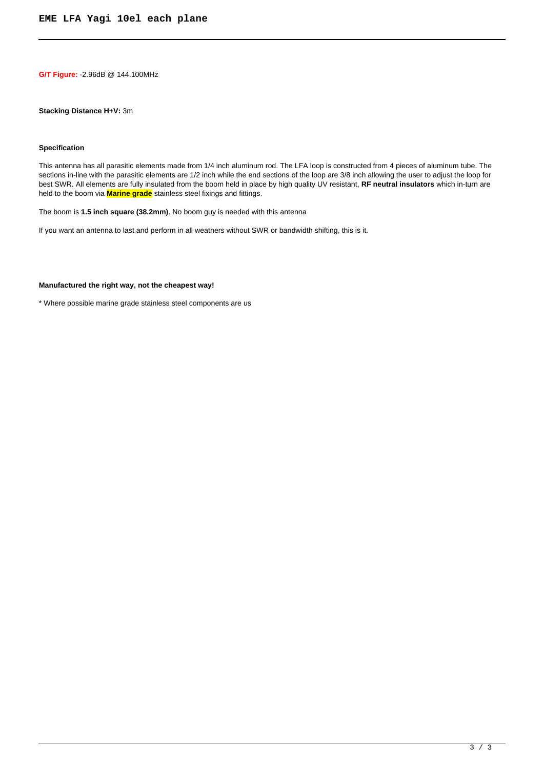**G/T Figure:** -2.96dB @ 144.100MHz

**Stacking Distance H+V:** 3m

**Specification**

This antenna has all parasitic elements made from 1/4 inch aluminum rod. The LFA loop is constructed from 4 pieces of aluminum tube. The sections in-line with the parasitic elements are 1/2 inch while the end sections of the loop are 3/8 inch allowing the user to adjust the loop for best SWR. All elements are fully insulated from the boom held in place by high quality UV resistant, **RF neutral insulators** which in-turn are held to the boom via **Marine grade** stainless steel fixings and fittings.

The boom is **1.5 inch square (38.2mm)**. No boom guy is needed with this antenna

If you want an antenna to last and perform in all weathers without SWR or bandwidth shifting, this is it.

**Manufactured the right way, not the cheapest way!**

* Where possible marine grade stainless steel components are us